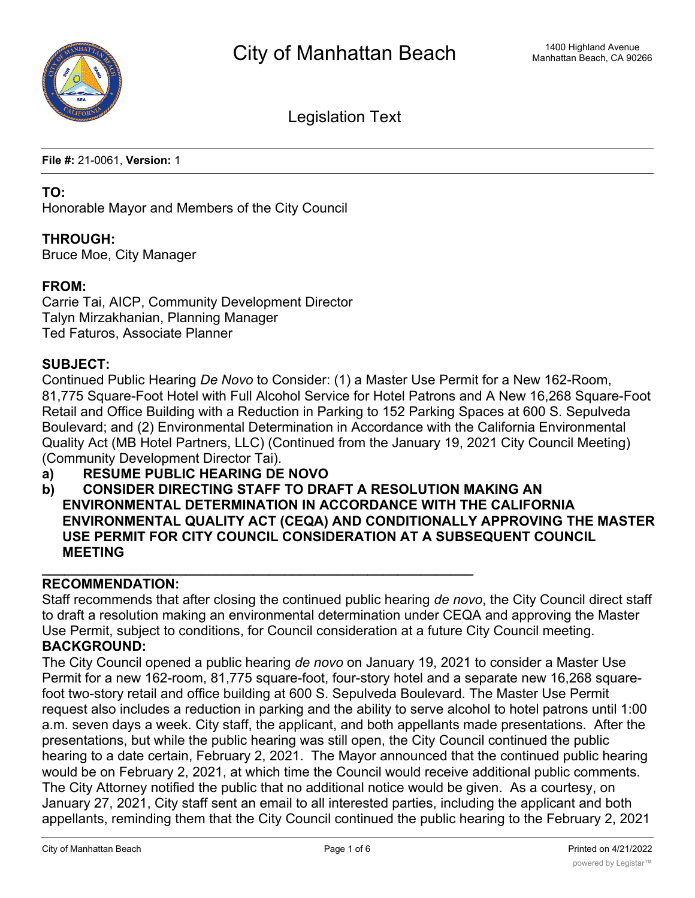# City of Manhattan Beach

1400 Highland Avenue
Manhattan Beach, CA 90266

## Legislation Text

**File #:** 21-0061, **Version:** 1

**TO:**
Honorable Mayor and Members of the City Council

**THROUGH:**
Bruce Moe, City Manager

**FROM:**
Carrie Tai, AICP, Community Development Director
Talyn Mirzakhanian, Planning Manager
Ted Faturos, Associate Planner

**SUBJECT:**
Continued Public Hearing *De Novo* to Consider: (1) a Master Use Permit for a New 162-Room, 81,775 Square-Foot Hotel with Full Alcohol Service for Hotel Patrons and A New 16,268 Square-Foot Retail and Office Building with a Reduction in Parking to 152 Parking Spaces at 600 S. Sepulveda Boulevard; and (2) Environmental Determination in Accordance with the California Environmental Quality Act (MB Hotel Partners, LLC) (Continued from the January 19, 2021 City Council Meeting) (Community Development Director Tai).

**a) RESUME PUBLIC HEARING DE NOVO**

**b) CONSIDER DIRECTING STAFF TO DRAFT A RESOLUTION MAKING AN ENVIRONMENTAL DETERMINATION IN ACCORDANCE WITH THE CALIFORNIA ENVIRONMENTAL QUALITY ACT (CEQA) AND CONDITIONALLY APPROVING THE MASTER USE PERMIT FOR CITY COUNCIL CONSIDERATION AT A SUBSEQUENT COUNCIL MEETING**

---

**RECOMMENDATION:**
Staff recommends that after closing the continued public hearing *de novo*, the City Council direct staff to draft a resolution making an environmental determination under CEQA and approving the Master Use Permit, subject to conditions, for Council consideration at a future City Council meeting.

**BACKGROUND:**
The City Council opened a public hearing *de novo* on January 19, 2021 to consider a Master Use Permit for a new 162-room, 81,775 square-foot, four-story hotel and a separate new 16,268 square-foot two-story retail and office building at 600 S. Sepulveda Boulevard. The Master Use Permit request also includes a reduction in parking and the ability to serve alcohol to hotel patrons until 1:00 a.m. seven days a week. City staff, the applicant, and both appellants made presentations. After the presentations, but while the public hearing was still open, the City Council continued the public hearing to a date certain, February 2, 2021. The Mayor announced that the continued public hearing would be on February 2, 2021, at which time the Council would receive additional public comments. The City Attorney notified the public that no additional notice would be given. As a courtesy, on January 27, 2021, City staff sent an email to all interested parties, including the applicant and both appellants, reminding them that the City Council continued the public hearing to the February 2, 2021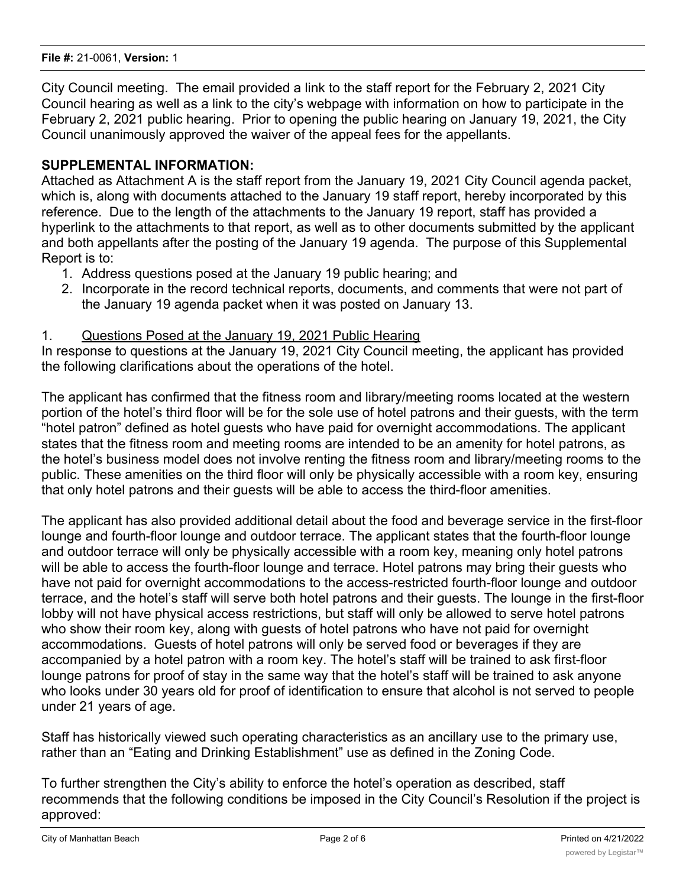City Council meeting. The email provided a link to the staff report for the February 2, 2021 City Council hearing as well as a link to the city's webpage with information on how to participate in the February 2, 2021 public hearing. Prior to opening the public hearing on January 19, 2021, the City Council unanimously approved the waiver of the appeal fees for the appellants.

**SUPPLEMENTAL INFORMATION:**

Attached as Attachment A is the staff report from the January 19, 2021 City Council agenda packet, which is, along with documents attached to the January 19 staff report, hereby incorporated by this reference. Due to the length of the attachments to the January 19 report, staff has provided a hyperlink to the attachments to that report, as well as to other documents submitted by the applicant and both appellants after the posting of the January 19 agenda. The purpose of this Supplemental Report is to:

1. Address questions posed at the January 19 public hearing; and
2. Incorporate in the record technical reports, documents, and comments that were not part of the January 19 agenda packet when it was posted on January 13.

1. <u>Questions Posed at the January 19, 2021 Public Hearing</u>

In response to questions at the January 19, 2021 City Council meeting, the applicant has provided the following clarifications about the operations of the hotel.

The applicant has confirmed that the fitness room and library/meeting rooms located at the western portion of the hotel's third floor will be for the sole use of hotel patrons and their guests, with the term "hotel patron" defined as hotel guests who have paid for overnight accommodations. The applicant states that the fitness room and meeting rooms are intended to be an amenity for hotel patrons, as the hotel's business model does not involve renting the fitness room and library/meeting rooms to the public. These amenities on the third floor will only be physically accessible with a room key, ensuring that only hotel patrons and their guests will be able to access the third-floor amenities.

The applicant has also provided additional detail about the food and beverage service in the first-floor lounge and fourth-floor lounge and outdoor terrace. The applicant states that the fourth-floor lounge and outdoor terrace will only be physically accessible with a room key, meaning only hotel patrons will be able to access the fourth-floor lounge and terrace. Hotel patrons may bring their guests who have not paid for overnight accommodations to the access-restricted fourth-floor lounge and outdoor terrace, and the hotel's staff will serve both hotel patrons and their guests. The lounge in the first-floor lobby will not have physical access restrictions, but staff will only be allowed to serve hotel patrons who show their room key, along with guests of hotel patrons who have not paid for overnight accommodations. Guests of hotel patrons will only be served food or beverages if they are accompanied by a hotel patron with a room key. The hotel's staff will be trained to ask first-floor lounge patrons for proof of stay in the same way that the hotel's staff will be trained to ask anyone who looks under 30 years old for proof of identification to ensure that alcohol is not served to people under 21 years of age.

Staff has historically viewed such operating characteristics as an ancillary use to the primary use, rather than an "Eating and Drinking Establishment" use as defined in the Zoning Code.

To further strengthen the City's ability to enforce the hotel's operation as described, staff recommends that the following conditions be imposed in the City Council's Resolution if the project is approved: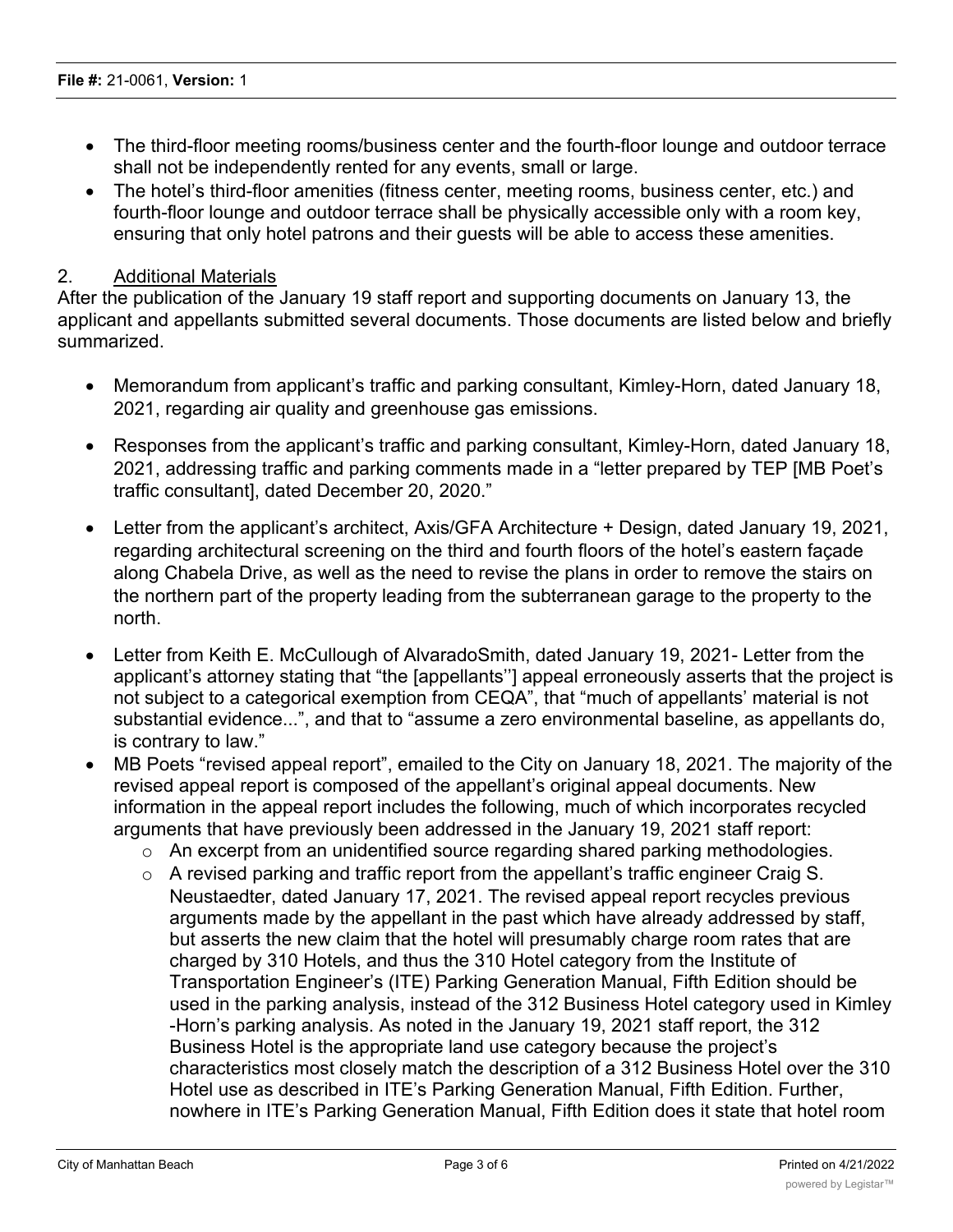- The third-floor meeting rooms/business center and the fourth-floor lounge and outdoor terrace shall not be independently rented for any events, small or large.
- The hotel's third-floor amenities (fitness center, meeting rooms, business center, etc.) and fourth-floor lounge and outdoor terrace shall be physically accessible only with a room key, ensuring that only hotel patrons and their guests will be able to access these amenities.

2. Additional Materials

After the publication of the January 19 staff report and supporting documents on January 13, the applicant and appellants submitted several documents. Those documents are listed below and briefly summarized.

- Memorandum from applicant's traffic and parking consultant, Kimley-Horn, dated January 18, 2021, regarding air quality and greenhouse gas emissions.
- Responses from the applicant's traffic and parking consultant, Kimley-Horn, dated January 18, 2021, addressing traffic and parking comments made in a "letter prepared by TEP [MB Poet's traffic consultant], dated December 20, 2020."
- Letter from the applicant's architect, Axis/GFA Architecture + Design, dated January 19, 2021, regarding architectural screening on the third and fourth floors of the hotel's eastern façade along Chabela Drive, as well as the need to revise the plans in order to remove the stairs on the northern part of the property leading from the subterranean garage to the property to the north.
- Letter from Keith E. McCullough of AlvaradoSmith, dated January 19, 2021- Letter from the applicant's attorney stating that "the [appellants''] appeal erroneously asserts that the project is not subject to a categorical exemption from CEQA", that "much of appellants' material is not substantial evidence...", and that to "assume a zero environmental baseline, as appellants do, is contrary to law."
- MB Poets "revised appeal report", emailed to the City on January 18, 2021. The majority of the revised appeal report is composed of the appellant's original appeal documents. New information in the appeal report includes the following, much of which incorporates recycled arguments that have previously been addressed in the January 19, 2021 staff report:
  - An excerpt from an unidentified source regarding shared parking methodologies.
  - A revised parking and traffic report from the appellant's traffic engineer Craig S. Neustaedter, dated January 17, 2021. The revised appeal report recycles previous arguments made by the appellant in the past which have already addressed by staff, but asserts the new claim that the hotel will presumably charge room rates that are charged by 310 Hotels, and thus the 310 Hotel category from the Institute of Transportation Engineer's (ITE) Parking Generation Manual, Fifth Edition should be used in the parking analysis, instead of the 312 Business Hotel category used in Kimley -Horn's parking analysis. As noted in the January 19, 2021 staff report, the 312 Business Hotel is the appropriate land use category because the project's characteristics most closely match the description of a 312 Business Hotel over the 310 Hotel use as described in ITE's Parking Generation Manual, Fifth Edition. Further, nowhere in ITE's Parking Generation Manual, Fifth Edition does it state that hotel room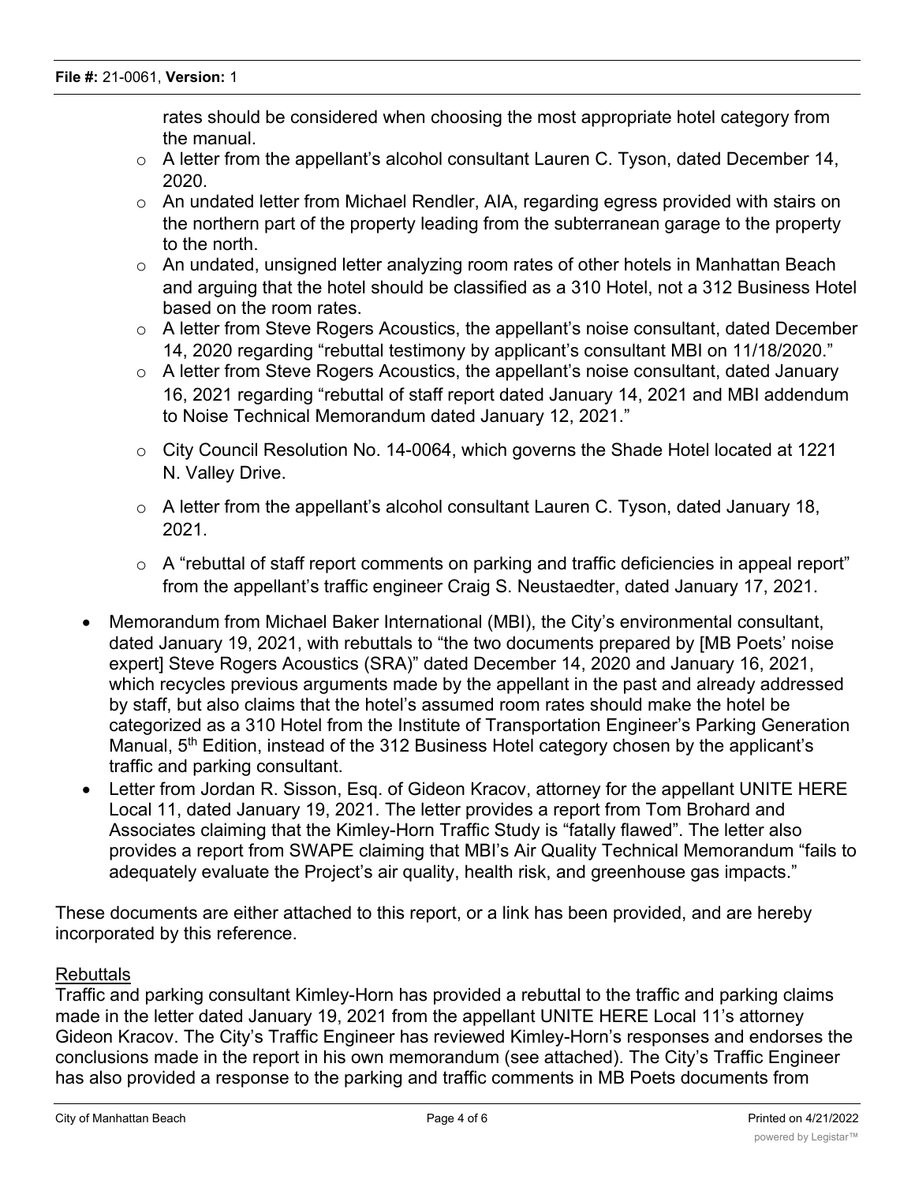rates should be considered when choosing the most appropriate hotel category from the manual.

  - A letter from the appellant's alcohol consultant Lauren C. Tyson, dated December 14, 2020.
  - An undated letter from Michael Rendler, AIA, regarding egress provided with stairs on the northern part of the property leading from the subterranean garage to the property to the north.
  - An undated, unsigned letter analyzing room rates of other hotels in Manhattan Beach and arguing that the hotel should be classified as a 310 Hotel, not a 312 Business Hotel based on the room rates.
  - A letter from Steve Rogers Acoustics, the appellant's noise consultant, dated December 14, 2020 regarding "rebuttal testimony by applicant's consultant MBI on 11/18/2020."
  - A letter from Steve Rogers Acoustics, the appellant's noise consultant, dated January 16, 2021 regarding "rebuttal of staff report dated January 14, 2021 and MBI addendum to Noise Technical Memorandum dated January 12, 2021."
  - City Council Resolution No. 14-0064, which governs the Shade Hotel located at 1221 N. Valley Drive.
  - A letter from the appellant's alcohol consultant Lauren C. Tyson, dated January 18, 2021.
  - A "rebuttal of staff report comments on parking and traffic deficiencies in appeal report" from the appellant's traffic engineer Craig S. Neustaedter, dated January 17, 2021.

- Memorandum from Michael Baker International (MBI), the City's environmental consultant, dated January 19, 2021, with rebuttals to "the two documents prepared by [MB Poets' noise expert] Steve Rogers Acoustics (SRA)" dated December 14, 2020 and January 16, 2021, which recycles previous arguments made by the appellant in the past and already addressed by staff, but also claims that the hotel's assumed room rates should make the hotel be categorized as a 310 Hotel from the Institute of Transportation Engineer's Parking Generation Manual, 5th Edition, instead of the 312 Business Hotel category chosen by the applicant's traffic and parking consultant.
- Letter from Jordan R. Sisson, Esq. of Gideon Kracov, attorney for the appellant UNITE HERE Local 11, dated January 19, 2021. The letter provides a report from Tom Brohard and Associates claiming that the Kimley-Horn Traffic Study is "fatally flawed". The letter also provides a report from SWAPE claiming that MBI's Air Quality Technical Memorandum "fails to adequately evaluate the Project's air quality, health risk, and greenhouse gas impacts."

These documents are either attached to this report, or a link has been provided, and are hereby incorporated by this reference.

Rebuttals

Traffic and parking consultant Kimley-Horn has provided a rebuttal to the traffic and parking claims made in the letter dated January 19, 2021 from the appellant UNITE HERE Local 11's attorney Gideon Kracov. The City's Traffic Engineer has reviewed Kimley-Horn's responses and endorses the conclusions made in the report in his own memorandum (see attached). The City's Traffic Engineer has also provided a response to the parking and traffic comments in MB Poets documents from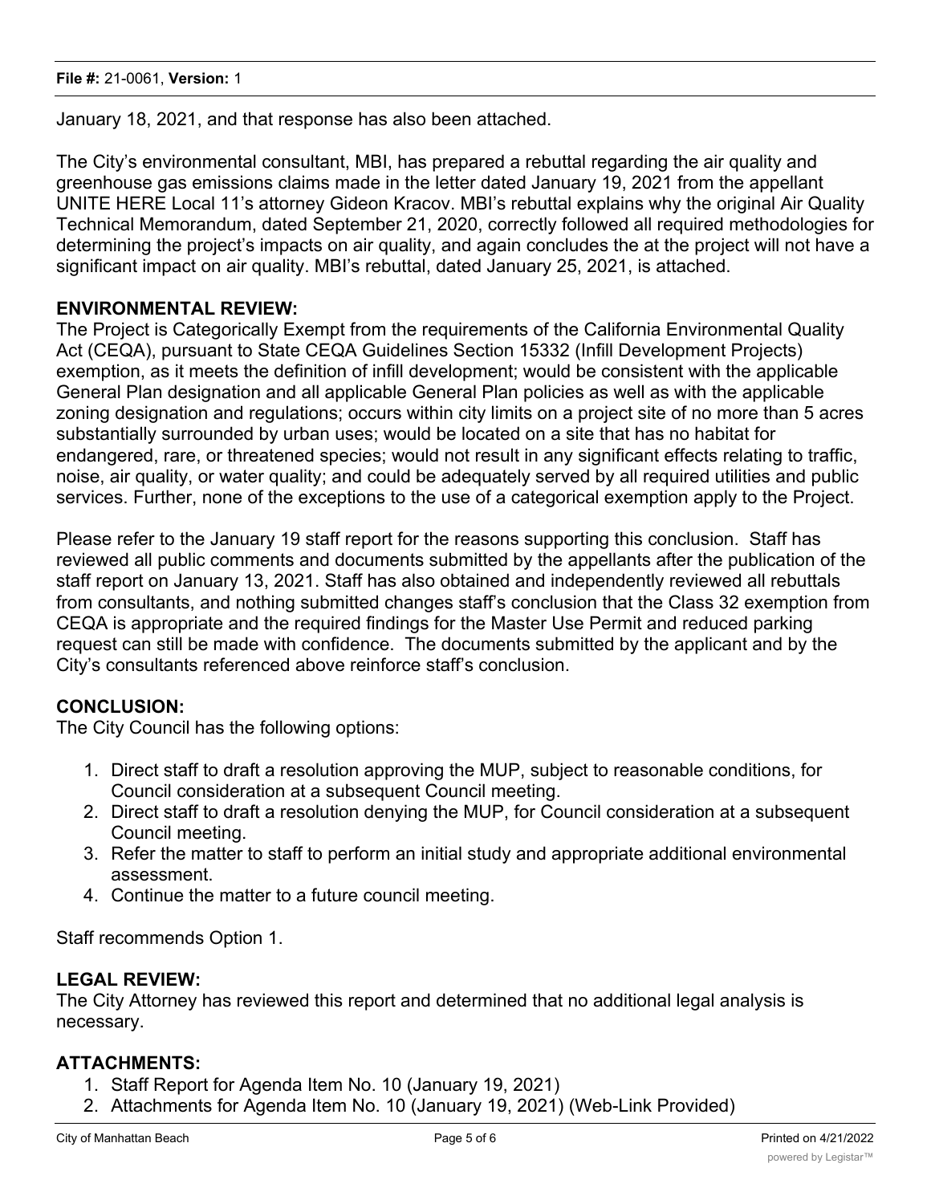January 18, 2021, and that response has also been attached.

The City's environmental consultant, MBI, has prepared a rebuttal regarding the air quality and greenhouse gas emissions claims made in the letter dated January 19, 2021 from the appellant UNITE HERE Local 11's attorney Gideon Kracov. MBI's rebuttal explains why the original Air Quality Technical Memorandum, dated September 21, 2020, correctly followed all required methodologies for determining the project's impacts on air quality, and again concludes the at the project will not have a significant impact on air quality. MBI's rebuttal, dated January 25, 2021, is attached.

**ENVIRONMENTAL REVIEW:**

The Project is Categorically Exempt from the requirements of the California Environmental Quality Act (CEQA), pursuant to State CEQA Guidelines Section 15332 (Infill Development Projects) exemption, as it meets the definition of infill development; would be consistent with the applicable General Plan designation and all applicable General Plan policies as well as with the applicable zoning designation and regulations; occurs within city limits on a project site of no more than 5 acres substantially surrounded by urban uses; would be located on a site that has no habitat for endangered, rare, or threatened species; would not result in any significant effects relating to traffic, noise, air quality, or water quality; and could be adequately served by all required utilities and public services. Further, none of the exceptions to the use of a categorical exemption apply to the Project.

Please refer to the January 19 staff report for the reasons supporting this conclusion. Staff has reviewed all public comments and documents submitted by the appellants after the publication of the staff report on January 13, 2021. Staff has also obtained and independently reviewed all rebuttals from consultants, and nothing submitted changes staff's conclusion that the Class 32 exemption from CEQA is appropriate and the required findings for the Master Use Permit and reduced parking request can still be made with confidence. The documents submitted by the applicant and by the City's consultants referenced above reinforce staff's conclusion.

**CONCLUSION:**

The City Council has the following options:

1. Direct staff to draft a resolution approving the MUP, subject to reasonable conditions, for Council consideration at a subsequent Council meeting.
2. Direct staff to draft a resolution denying the MUP, for Council consideration at a subsequent Council meeting.
3. Refer the matter to staff to perform an initial study and appropriate additional environmental assessment.
4. Continue the matter to a future council meeting.

Staff recommends Option 1.

**LEGAL REVIEW:**

The City Attorney has reviewed this report and determined that no additional legal analysis is necessary.

**ATTACHMENTS:**

1. Staff Report for Agenda Item No. 10 (January 19, 2021)
2. Attachments for Agenda Item No. 10 (January 19, 2021) (Web-Link Provided)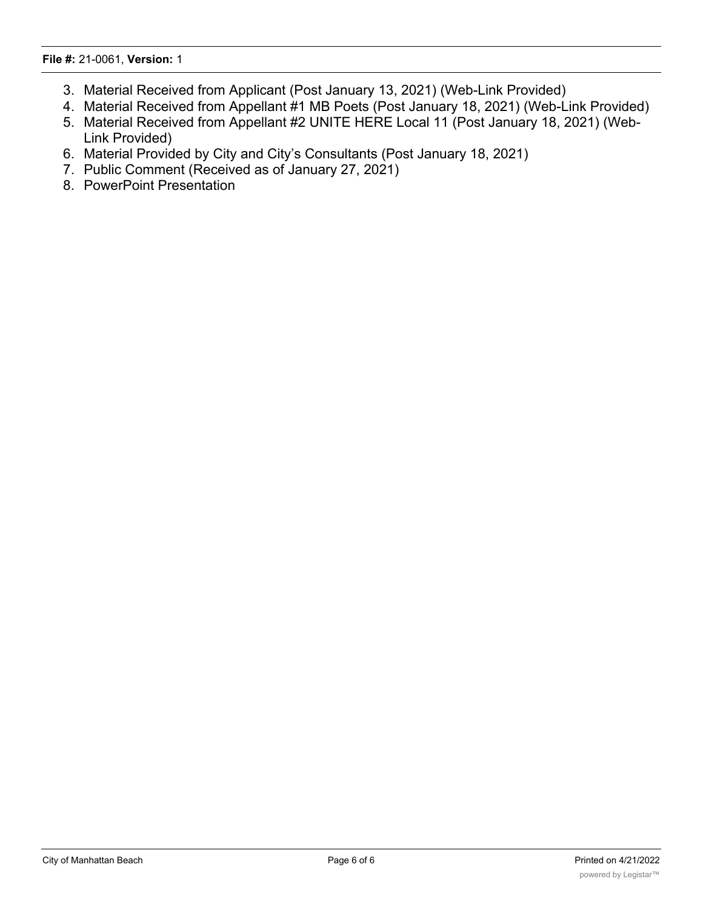3. Material Received from Applicant (Post January 13, 2021) (Web-Link Provided)
4. Material Received from Appellant #1 MB Poets (Post January 18, 2021) (Web-Link Provided)
5. Material Received from Appellant #2 UNITE HERE Local 11 (Post January 18, 2021) (Web-Link Provided)
6. Material Provided by City and City's Consultants (Post January 18, 2021)
7. Public Comment (Received as of January 27, 2021)
8. PowerPoint Presentation